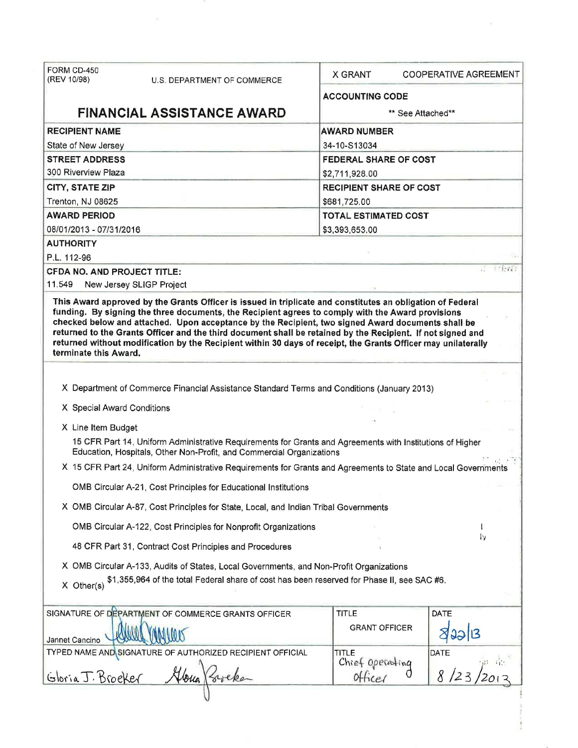| FORM CD-450 (REV 10/98) U.S. DEPARTMENT OF COMMERCE | X GRANT COOPERATIVE AGREEMENT |
| --- | --- |
| **FINANCIAL ASSISTANCE AWARD** | **ACCOUNTING CODE** ** See Attached** |
| **RECIPIENT NAME** State of New Jersey | **AWARD NUMBER** 34-10-S13034 |
| **STREET ADDRESS** 300 Riverview Plaza | **FEDERAL SHARE OF COST** $2,711,928.00 |
| **CITY, STATE ZIP** Trenton, NJ 08625 | **RECIPIENT SHARE OF COST** $681,725.00 |
| **AWARD PERIOD** 08/01/2013 - 07/31/2016 | **TOTAL ESTIMATED COST** $3,393,653.00 |

**AUTHORITY**

P.L. 112-96

**CFDA NO. AND PROJECT TITLE:**

11.549 New Jersey SLIGP Project

**This Award approved by the Grants Officer is issued in triplicate and constitutes an obligation of Federal funding. By signing the three documents, the Recipient agrees to comply with the Award provisions checked below and attached. Upon acceptance by the Recipient, two signed Award documents shall be returned to the Grants Officer and the third document shall be retained by the Recipient. If not signed and returned without modification by the Recipient within 30 days of receipt, the Grants Officer may unilaterally terminate this Award.**

X Department of Commerce Financial Assistance Standard Terms and Conditions (January 2013)

X Special Award Conditions

X Line Item Budget

15 CFR Part 14, Uniform Administrative Requirements for Grants and Agreements with Institutions of Higher Education, Hospitals, Other Non-Profit, and Commercial Organizations

X 15 CFR Part 24, Uniform Administrative Requirements for Grants and Agreements to State and Local Governments

OMB Circular A-21, Cost Principles for Educational Institutions

X OMB Circular A-87, Cost Principles for State, Local, and Indian Tribal Governments

OMB Circular A-122, Cost Principles for Nonprofit Organizations

48 CFR Part 31, Contract Cost Principles and Procedures

X OMB Circular A-133, Audits of States, Local Governments, and Non-Profit Organizations

X Other(s) $1,355,964 of the total Federal share of cost has been reserved for Phase II, see SAC #6.

| SIGNATURE OF DEPARTMENT OF COMMERCE GRANTS OFFICER | TITLE | DATE |
| --- | --- | --- |
| Jannet Cancino | GRANT OFFICER | 8/22/13 |
| **TYPED NAME AND SIGNATURE OF AUTHORIZED RECIPIENT OFFICIAL** | **TITLE** | **DATE** |
| Gloria J. Broeker | Chief Operating Officer | 8/23/2013 |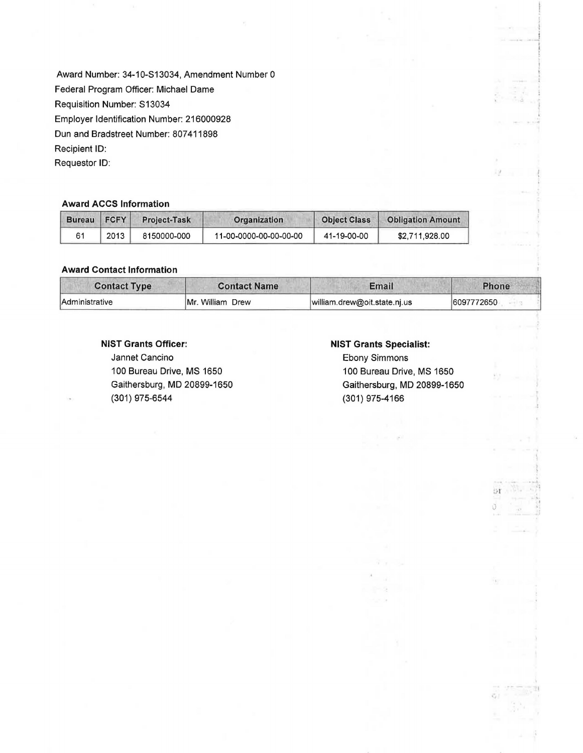Award Number: 34-10-S13034, Amendment Number 0

Federal Program Officer: Michael Dame

Requisition Number: S13034

Employer Identification Number: 216000928

Dun and Bradstreet Number: 807411898

Recipient ID:

Requestor ID:

**Award ACCS Information**

| Bureau | FCFY | Project-Task | Organization | Object Class | Obligation Amount |
|---|---|---|---|---|---|
| 61 | 2013 | 8150000-000 | 11-00-0000-00-00-00-00 | 41-19-00-00 | $2,711,928.00 |

**Award Contact Information**

| Contact Type | Contact Name | Email | Phone |
|---|---|---|---|
| Administrative | Mr. William Drew | william.drew@oit.state.nj.us | 6097772650 |

**NIST Grants Officer:**

Jannet Cancino
100 Bureau Drive, MS 1650
Gaithersburg, MD 20899-1650
(301) 975-6544

**NIST Grants Specialist:**

Ebony Simmons
100 Bureau Drive, MS 1650
Gaithersburg, MD 20899-1650
(301) 975-4166